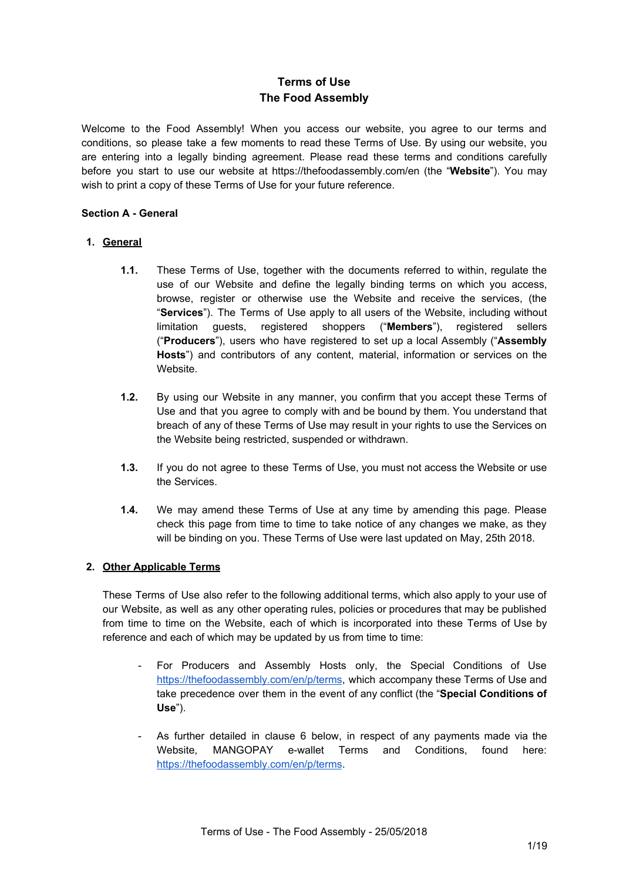# Terms of Use
# The Food Assembly

Welcome to the Food Assembly! When you access our website, you agree to our terms and conditions, so please take a few moments to read these Terms of Use. By using our website, you are entering into a legally binding agreement. Please read these terms and conditions carefully before you start to use our website at https://thefoodassembly.com/en (the "**Website**"). You may wish to print a copy of these Terms of Use for your future reference.

## Section A - General

### 1. General

**1.1.** These Terms of Use, together with the documents referred to within, regulate the use of our Website and define the legally binding terms on which you access, browse, register or otherwise use the Website and receive the services, (the "**Services**"). The Terms of Use apply to all users of the Website, including without limitation guests, registered shoppers ("**Members**"), registered sellers ("**Producers**"), users who have registered to set up a local Assembly ("**Assembly Hosts**") and contributors of any content, material, information or services on the Website.

**1.2.** By using our Website in any manner, you confirm that you accept these Terms of Use and that you agree to comply with and be bound by them. You understand that breach of any of these Terms of Use may result in your rights to use the Services on the Website being restricted, suspended or withdrawn.

**1.3.** If you do not agree to these Terms of Use, you must not access the Website or use the Services.

**1.4.** We may amend these Terms of Use at any time by amending this page. Please check this page from time to time to take notice of any changes we make, as they will be binding on you. These Terms of Use were last updated on May, 25th 2018.

### 2. Other Applicable Terms

These Terms of Use also refer to the following additional terms, which also apply to your use of our Website, as well as any other operating rules, policies or procedures that may be published from time to time on the Website, each of which is incorporated into these Terms of Use by reference and each of which may be updated by us from time to time:

- For Producers and Assembly Hosts only, the Special Conditions of Use https://thefoodassembly.com/en/p/terms, which accompany these Terms of Use and take precedence over them in the event of any conflict (the "**Special Conditions of Use**").

- As further detailed in clause 6 below, in respect of any payments made via the Website, MANGOPAY e-wallet Terms and Conditions, found here: https://thefoodassembly.com/en/p/terms.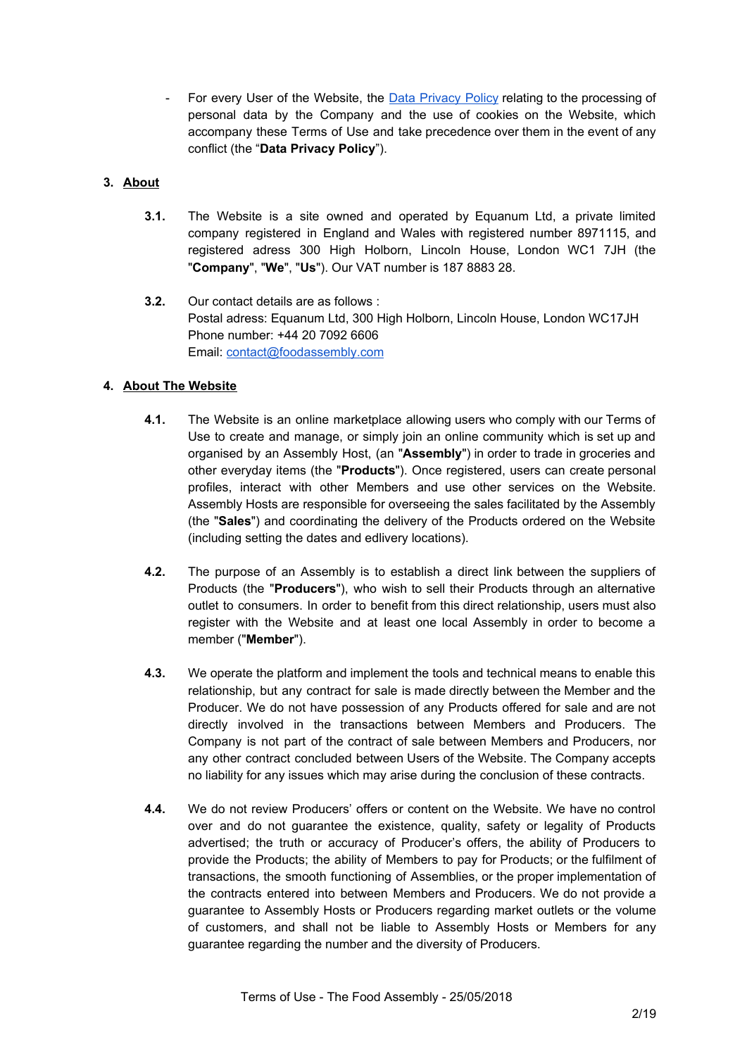- For every User of the Website, the [Data Privacy Policy] relating to the processing of personal data by the Company and the use of cookies on the Website, which accompany these Terms of Use and take precedence over them in the event of any conflict (the "**Data Privacy Policy**").

## 3. About

**3.1.** The Website is a site owned and operated by Equanum Ltd, a private limited company registered in England and Wales with registered number 8971115, and registered adress 300 High Holborn, Lincoln House, London WC1 7JH (the "**Company**", "**We**", "**Us**"). Our VAT number is 187 8883 28.

**3.2.** Our contact details are as follows :
Postal adress: Equanum Ltd, 300 High Holborn, Lincoln House, London WC17JH
Phone number: +44 20 7092 6606
Email: contact@foodassembly.com

## 4. About The Website

**4.1.** The Website is an online marketplace allowing users who comply with our Terms of Use to create and manage, or simply join an online community which is set up and organised by an Assembly Host, (an "**Assembly**") in order to trade in groceries and other everyday items (the "**Products**"). Once registered, users can create personal profiles, interact with other Members and use other services on the Website. Assembly Hosts are responsible for overseeing the sales facilitated by the Assembly (the "**Sales**") and coordinating the delivery of the Products ordered on the Website (including setting the dates and edlivery locations).

**4.2.** The purpose of an Assembly is to establish a direct link between the suppliers of Products (the "**Producers**"), who wish to sell their Products through an alternative outlet to consumers. In order to benefit from this direct relationship, users must also register with the Website and at least one local Assembly in order to become a member ("**Member**").

**4.3.** We operate the platform and implement the tools and technical means to enable this relationship, but any contract for sale is made directly between the Member and the Producer. We do not have possession of any Products offered for sale and are not directly involved in the transactions between Members and Producers. The Company is not part of the contract of sale between Members and Producers, nor any other contract concluded between Users of the Website. The Company accepts no liability for any issues which may arise during the conclusion of these contracts.

**4.4.** We do not review Producers' offers or content on the Website. We have no control over and do not guarantee the existence, quality, safety or legality of Products advertised; the truth or accuracy of Producer's offers, the ability of Producers to provide the Products; the ability of Members to pay for Products; or the fulfilment of transactions, the smooth functioning of Assemblies, or the proper implementation of the contracts entered into between Members and Producers. We do not provide a guarantee to Assembly Hosts or Producers regarding market outlets or the volume of customers, and shall not be liable to Assembly Hosts or Members for any guarantee regarding the number and the diversity of Producers.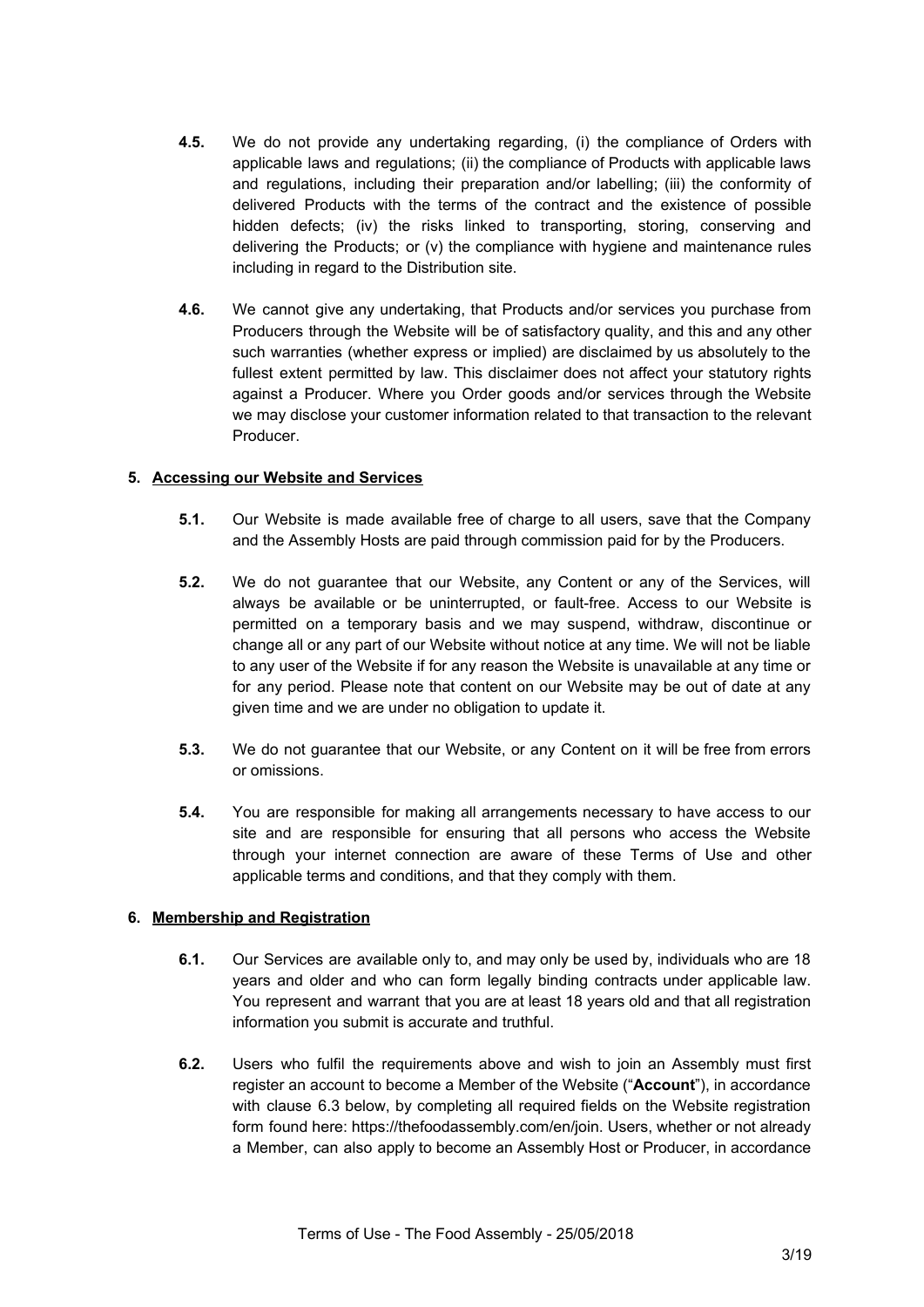**4.5.** We do not provide any undertaking regarding, (i) the compliance of Orders with applicable laws and regulations; (ii) the compliance of Products with applicable laws and regulations, including their preparation and/or labelling; (iii) the conformity of delivered Products with the terms of the contract and the existence of possible hidden defects; (iv) the risks linked to transporting, storing, conserving and delivering the Products; or (v) the compliance with hygiene and maintenance rules including in regard to the Distribution site.

**4.6.** We cannot give any undertaking, that Products and/or services you purchase from Producers through the Website will be of satisfactory quality, and this and any other such warranties (whether express or implied) are disclaimed by us absolutely to the fullest extent permitted by law. This disclaimer does not affect your statutory rights against a Producer. Where you Order goods and/or services through the Website we may disclose your customer information related to that transaction to the relevant Producer.

**5. <u>Accessing our Website and Services</u>**

**5.1.** Our Website is made available free of charge to all users, save that the Company and the Assembly Hosts are paid through commission paid for by the Producers.

**5.2.** We do not guarantee that our Website, any Content or any of the Services, will always be available or be uninterrupted, or fault-free. Access to our Website is permitted on a temporary basis and we may suspend, withdraw, discontinue or change all or any part of our Website without notice at any time. We will not be liable to any user of the Website if for any reason the Website is unavailable at any time or for any period. Please note that content on our Website may be out of date at any given time and we are under no obligation to update it.

**5.3.** We do not guarantee that our Website, or any Content on it will be free from errors or omissions.

**5.4.** You are responsible for making all arrangements necessary to have access to our site and are responsible for ensuring that all persons who access the Website through your internet connection are aware of these Terms of Use and other applicable terms and conditions, and that they comply with them.

**6. <u>Membership and Registration</u>**

**6.1.** Our Services are available only to, and may only be used by, individuals who are 18 years and older and who can form legally binding contracts under applicable law. You represent and warrant that you are at least 18 years old and that all registration information you submit is accurate and truthful.

**6.2.** Users who fulfil the requirements above and wish to join an Assembly must first register an account to become a Member of the Website ("**Account**"), in accordance with clause 6.3 below, by completing all required fields on the Website registration form found here: https://thefoodassembly.com/en/join. Users, whether or not already a Member, can also apply to become an Assembly Host or Producer, in accordance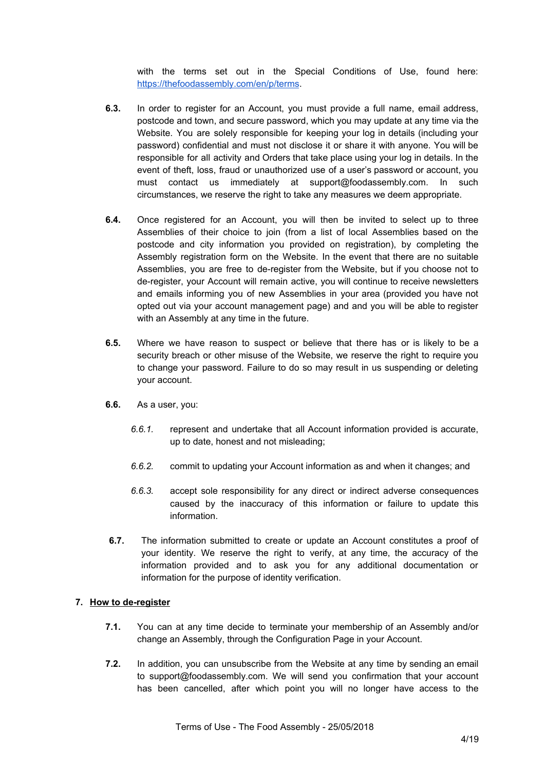with the terms set out in the Special Conditions of Use, found here: [https://thefoodassembly.com/en/p/terms](https://thefoodassembly.com/en/p/terms).

**6.3.** In order to register for an Account, you must provide a full name, email address, postcode and town, and secure password, which you may update at any time via the Website. You are solely responsible for keeping your log in details (including your password) confidential and must not disclose it or share it with anyone. You will be responsible for all activity and Orders that take place using your log in details. In the event of theft, loss, fraud or unauthorized use of a user's password or account, you must contact us immediately at support@foodassembly.com. In such circumstances, we reserve the right to take any measures we deem appropriate.

**6.4.** Once registered for an Account, you will then be invited to select up to three Assemblies of their choice to join (from a list of local Assemblies based on the postcode and city information you provided on registration), by completing the Assembly registration form on the Website. In the event that there are no suitable Assemblies, you are free to de-register from the Website, but if you choose not to de-register, your Account will remain active, you will continue to receive newsletters and emails informing you of new Assemblies in your area (provided you have not opted out via your account management page) and and you will be able to register with an Assembly at any time in the future.

**6.5.** Where we have reason to suspect or believe that there has or is likely to be a security breach or other misuse of the Website, we reserve the right to require you to change your password. Failure to do so may result in us suspending or deleting your account.

**6.6.** As a user, you:

*6.6.1.* represent and undertake that all Account information provided is accurate, up to date, honest and not misleading;

*6.6.2.* commit to updating your Account information as and when it changes; and

*6.6.3.* accept sole responsibility for any direct or indirect adverse consequences caused by the inaccuracy of this information or failure to update this information.

**6.7.** The information submitted to create or update an Account constitutes a proof of your identity. We reserve the right to verify, at any time, the accuracy of the information provided and to ask you for any additional documentation or information for the purpose of identity verification.

## 7. How to de-register

**7.1.** You can at any time decide to terminate your membership of an Assembly and/or change an Assembly, through the Configuration Page in your Account.

**7.2.** In addition, you can unsubscribe from the Website at any time by sending an email to support@foodassembly.com. We will send you confirmation that your account has been cancelled, after which point you will no longer have access to the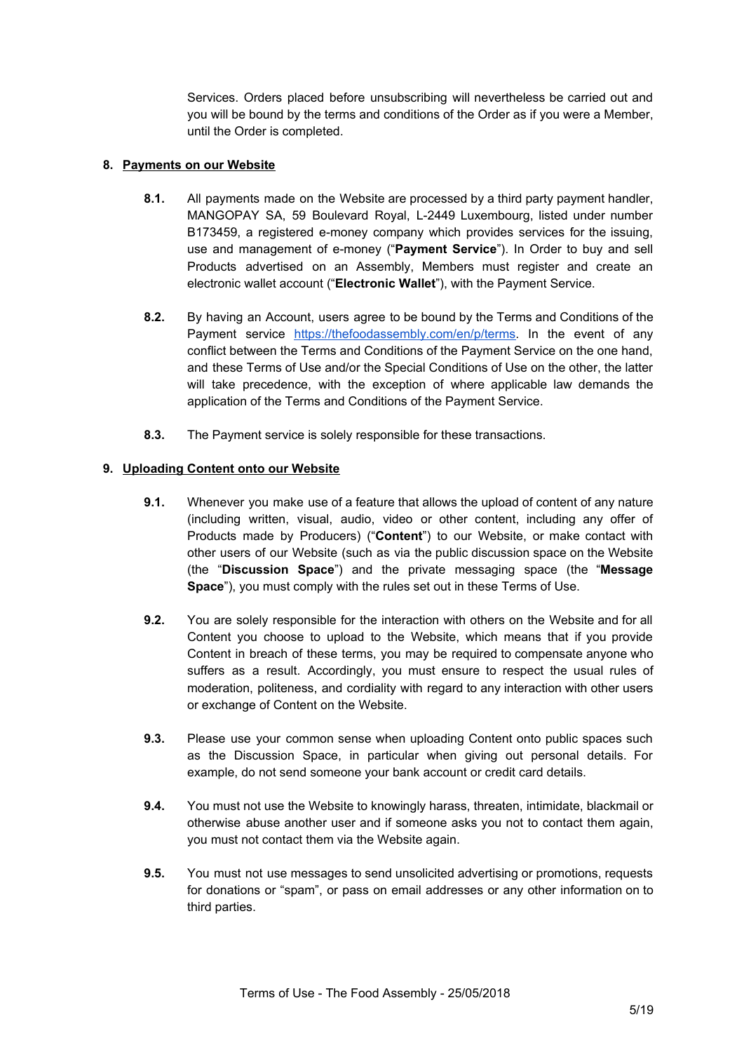Services. Orders placed before unsubscribing will nevertheless be carried out and you will be bound by the terms and conditions of the Order as if you were a Member, until the Order is completed.

## 8. Payments on our Website

**8.1.** All payments made on the Website are processed by a third party payment handler, MANGOPAY SA, 59 Boulevard Royal, L-2449 Luxembourg, listed under number B173459, a registered e-money company which provides services for the issuing, use and management of e-money ("**Payment Service**"). In Order to buy and sell Products advertised on an Assembly, Members must register and create an electronic wallet account ("**Electronic Wallet**"), with the Payment Service.

**8.2.** By having an Account, users agree to be bound by the Terms and Conditions of the Payment service https://thefoodassembly.com/en/p/terms. In the event of any conflict between the Terms and Conditions of the Payment Service on the one hand, and these Terms of Use and/or the Special Conditions of Use on the other, the latter will take precedence, with the exception of where applicable law demands the application of the Terms and Conditions of the Payment Service.

**8.3.** The Payment service is solely responsible for these transactions.

## 9. Uploading Content onto our Website

**9.1.** Whenever you make use of a feature that allows the upload of content of any nature (including written, visual, audio, video or other content, including any offer of Products made by Producers) ("**Content**") to our Website, or make contact with other users of our Website (such as via the public discussion space on the Website (the "**Discussion Space**") and the private messaging space (the "**Message Space**"), you must comply with the rules set out in these Terms of Use.

**9.2.** You are solely responsible for the interaction with others on the Website and for all Content you choose to upload to the Website, which means that if you provide Content in breach of these terms, you may be required to compensate anyone who suffers as a result. Accordingly, you must ensure to respect the usual rules of moderation, politeness, and cordiality with regard to any interaction with other users or exchange of Content on the Website.

**9.3.** Please use your common sense when uploading Content onto public spaces such as the Discussion Space, in particular when giving out personal details. For example, do not send someone your bank account or credit card details.

**9.4.** You must not use the Website to knowingly harass, threaten, intimidate, blackmail or otherwise abuse another user and if someone asks you not to contact them again, you must not contact them via the Website again.

**9.5.** You must not use messages to send unsolicited advertising or promotions, requests for donations or "spam", or pass on email addresses or any other information on to third parties.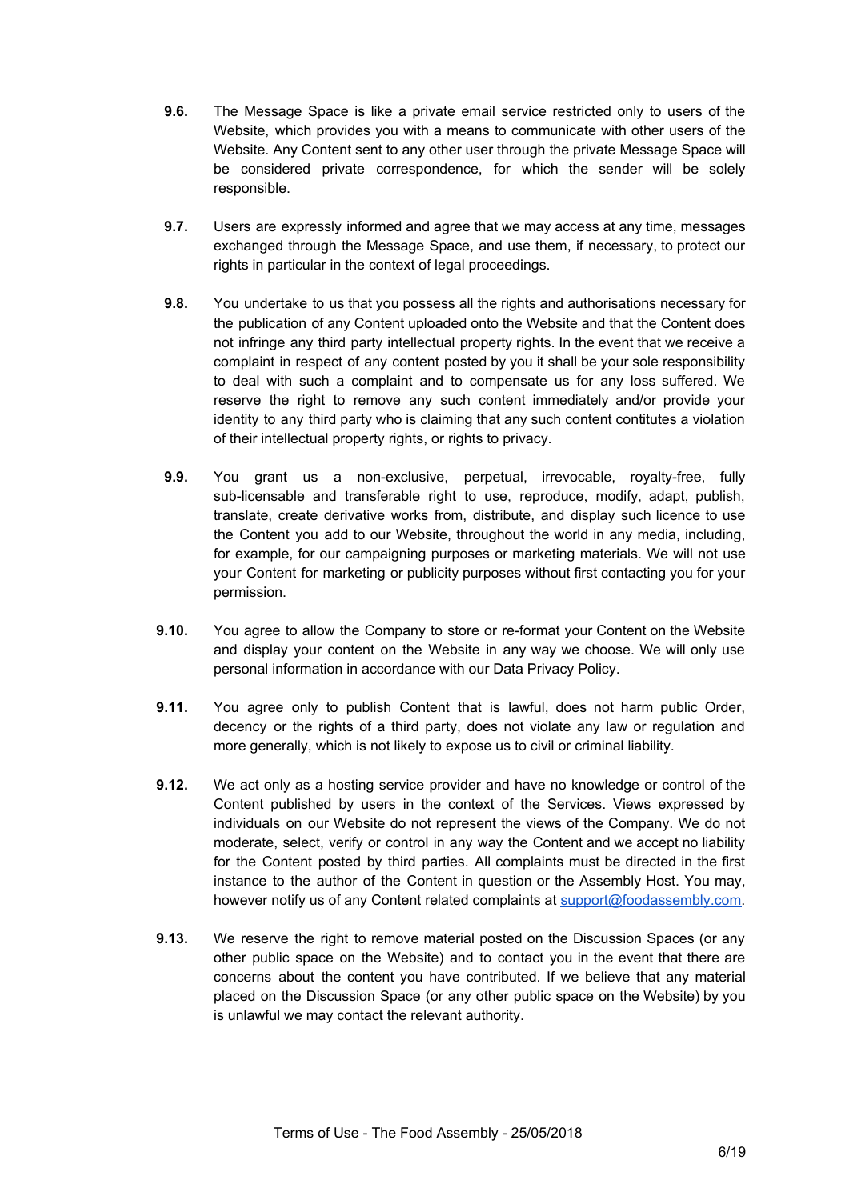**9.6.** The Message Space is like a private email service restricted only to users of the Website, which provides you with a means to communicate with other users of the Website. Any Content sent to any other user through the private Message Space will be considered private correspondence, for which the sender will be solely responsible.

**9.7.** Users are expressly informed and agree that we may access at any time, messages exchanged through the Message Space, and use them, if necessary, to protect our rights in particular in the context of legal proceedings.

**9.8.** You undertake to us that you possess all the rights and authorisations necessary for the publication of any Content uploaded onto the Website and that the Content does not infringe any third party intellectual property rights. In the event that we receive a complaint in respect of any content posted by you it shall be your sole responsibility to deal with such a complaint and to compensate us for any loss suffered. We reserve the right to remove any such content immediately and/or provide your identity to any third party who is claiming that any such content contitutes a violation of their intellectual property rights, or rights to privacy.

**9.9.** You grant us a non-exclusive, perpetual, irrevocable, royalty-free, fully sub-licensable and transferable right to use, reproduce, modify, adapt, publish, translate, create derivative works from, distribute, and display such licence to use the Content you add to our Website, throughout the world in any media, including, for example, for our campaigning purposes or marketing materials. We will not use your Content for marketing or publicity purposes without first contacting you for your permission.

**9.10.** You agree to allow the Company to store or re-format your Content on the Website and display your content on the Website in any way we choose. We will only use personal information in accordance with our Data Privacy Policy.

**9.11.** You agree only to publish Content that is lawful, does not harm public Order, decency or the rights of a third party, does not violate any law or regulation and more generally, which is not likely to expose us to civil or criminal liability.

**9.12.** We act only as a hosting service provider and have no knowledge or control of the Content published by users in the context of the Services. Views expressed by individuals on our Website do not represent the views of the Company. We do not moderate, select, verify or control in any way the Content and we accept no liability for the Content posted by third parties. All complaints must be directed in the first instance to the author of the Content in question or the Assembly Host. You may, however notify us of any Content related complaints at [support@foodassembly.com](mailto:support@foodassembly.com).

**9.13.** We reserve the right to remove material posted on the Discussion Spaces (or any other public space on the Website) and to contact you in the event that there are concerns about the content you have contributed. If we believe that any material placed on the Discussion Space (or any other public space on the Website) by you is unlawful we may contact the relevant authority.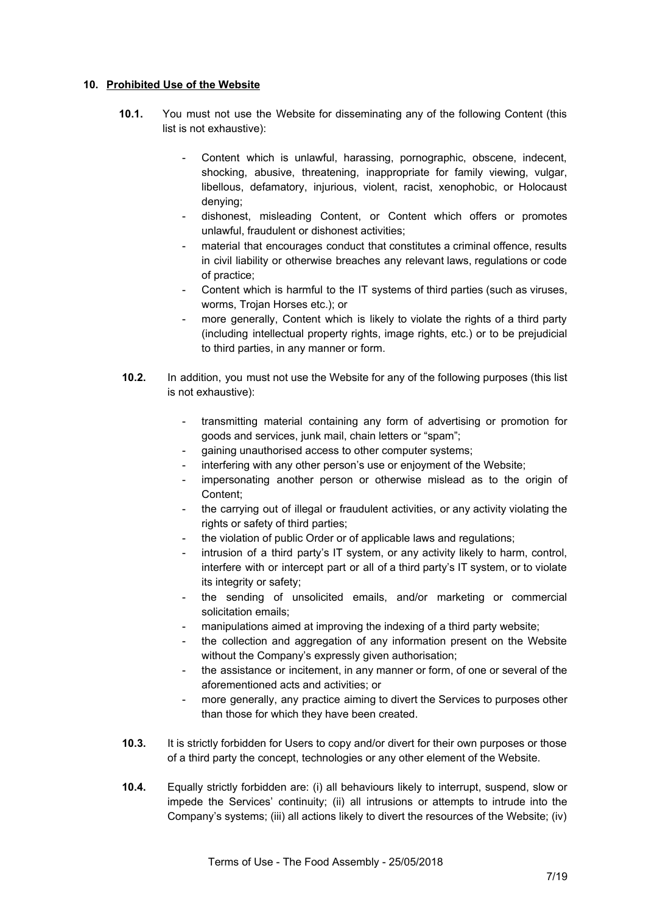## 10. Prohibited Use of the Website

**10.1.** You must not use the Website for disseminating any of the following Content (this list is not exhaustive):

- Content which is unlawful, harassing, pornographic, obscene, indecent, shocking, abusive, threatening, inappropriate for family viewing, vulgar, libellous, defamatory, injurious, violent, racist, xenophobic, or Holocaust denying;
- dishonest, misleading Content, or Content which offers or promotes unlawful, fraudulent or dishonest activities;
- material that encourages conduct that constitutes a criminal offence, results in civil liability or otherwise breaches any relevant laws, regulations or code of practice;
- Content which is harmful to the IT systems of third parties (such as viruses, worms, Trojan Horses etc.); or
- more generally, Content which is likely to violate the rights of a third party (including intellectual property rights, image rights, etc.) or to be prejudicial to third parties, in any manner or form.

**10.2.** In addition, you must not use the Website for any of the following purposes (this list is not exhaustive):

- transmitting material containing any form of advertising or promotion for goods and services, junk mail, chain letters or "spam";
- gaining unauthorised access to other computer systems;
- interfering with any other person's use or enjoyment of the Website;
- impersonating another person or otherwise mislead as to the origin of Content;
- the carrying out of illegal or fraudulent activities, or any activity violating the rights or safety of third parties;
- the violation of public Order or of applicable laws and regulations;
- intrusion of a third party's IT system, or any activity likely to harm, control, interfere with or intercept part or all of a third party's IT system, or to violate its integrity or safety;
- the sending of unsolicited emails, and/or marketing or commercial solicitation emails;
- manipulations aimed at improving the indexing of a third party website;
- the collection and aggregation of any information present on the Website without the Company's expressly given authorisation;
- the assistance or incitement, in any manner or form, of one or several of the aforementioned acts and activities; or
- more generally, any practice aiming to divert the Services to purposes other than those for which they have been created.

**10.3.** It is strictly forbidden for Users to copy and/or divert for their own purposes or those of a third party the concept, technologies or any other element of the Website.

**10.4.** Equally strictly forbidden are: (i) all behaviours likely to interrupt, suspend, slow or impede the Services' continuity; (ii) all intrusions or attempts to intrude into the Company's systems; (iii) all actions likely to divert the resources of the Website; (iv)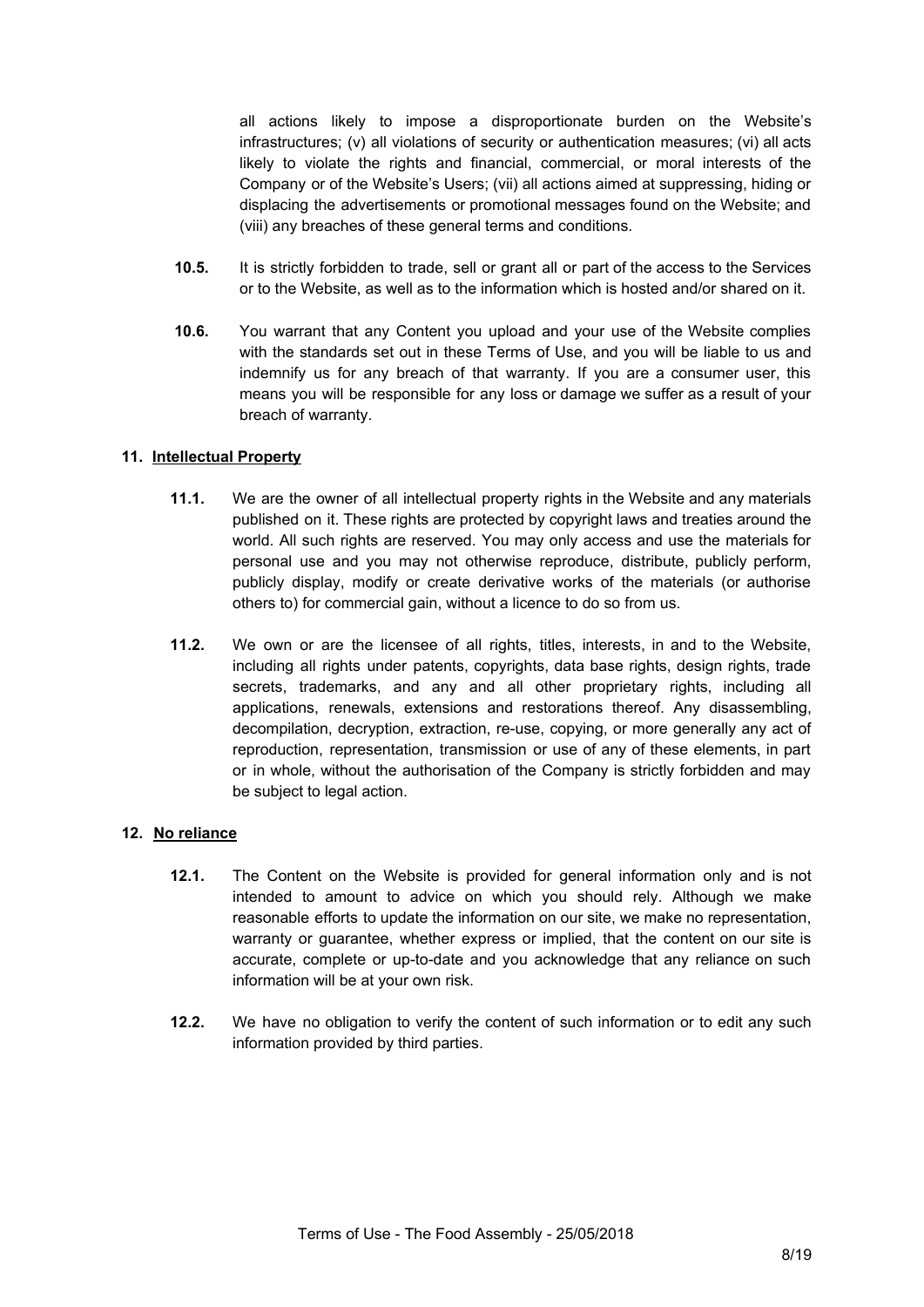all actions likely to impose a disproportionate burden on the Website's infrastructures; (v) all violations of security or authentication measures; (vi) all acts likely to violate the rights and financial, commercial, or moral interests of the Company or of the Website's Users; (vii) all actions aimed at suppressing, hiding or displacing the advertisements or promotional messages found on the Website; and (viii) any breaches of these general terms and conditions.

**10.5.** It is strictly forbidden to trade, sell or grant all or part of the access to the Services or to the Website, as well as to the information which is hosted and/or shared on it.

**10.6.** You warrant that any Content you upload and your use of the Website complies with the standards set out in these Terms of Use, and you will be liable to us and indemnify us for any breach of that warranty. If you are a consumer user, this means you will be responsible for any loss or damage we suffer as a result of your breach of warranty.

## 11. Intellectual Property

**11.1.** We are the owner of all intellectual property rights in the Website and any materials published on it. These rights are protected by copyright laws and treaties around the world. All such rights are reserved. You may only access and use the materials for personal use and you may not otherwise reproduce, distribute, publicly perform, publicly display, modify or create derivative works of the materials (or authorise others to) for commercial gain, without a licence to do so from us.

**11.2.** We own or are the licensee of all rights, titles, interests, in and to the Website, including all rights under patents, copyrights, data base rights, design rights, trade secrets, trademarks, and any and all other proprietary rights, including all applications, renewals, extensions and restorations thereof. Any disassembling, decompilation, decryption, extraction, re-use, copying, or more generally any act of reproduction, representation, transmission or use of any of these elements, in part or in whole, without the authorisation of the Company is strictly forbidden and may be subject to legal action.

## 12. No reliance

**12.1.** The Content on the Website is provided for general information only and is not intended to amount to advice on which you should rely. Although we make reasonable efforts to update the information on our site, we make no representation, warranty or guarantee, whether express or implied, that the content on our site is accurate, complete or up-to-date and you acknowledge that any reliance on such information will be at your own risk.

**12.2.** We have no obligation to verify the content of such information or to edit any such information provided by third parties.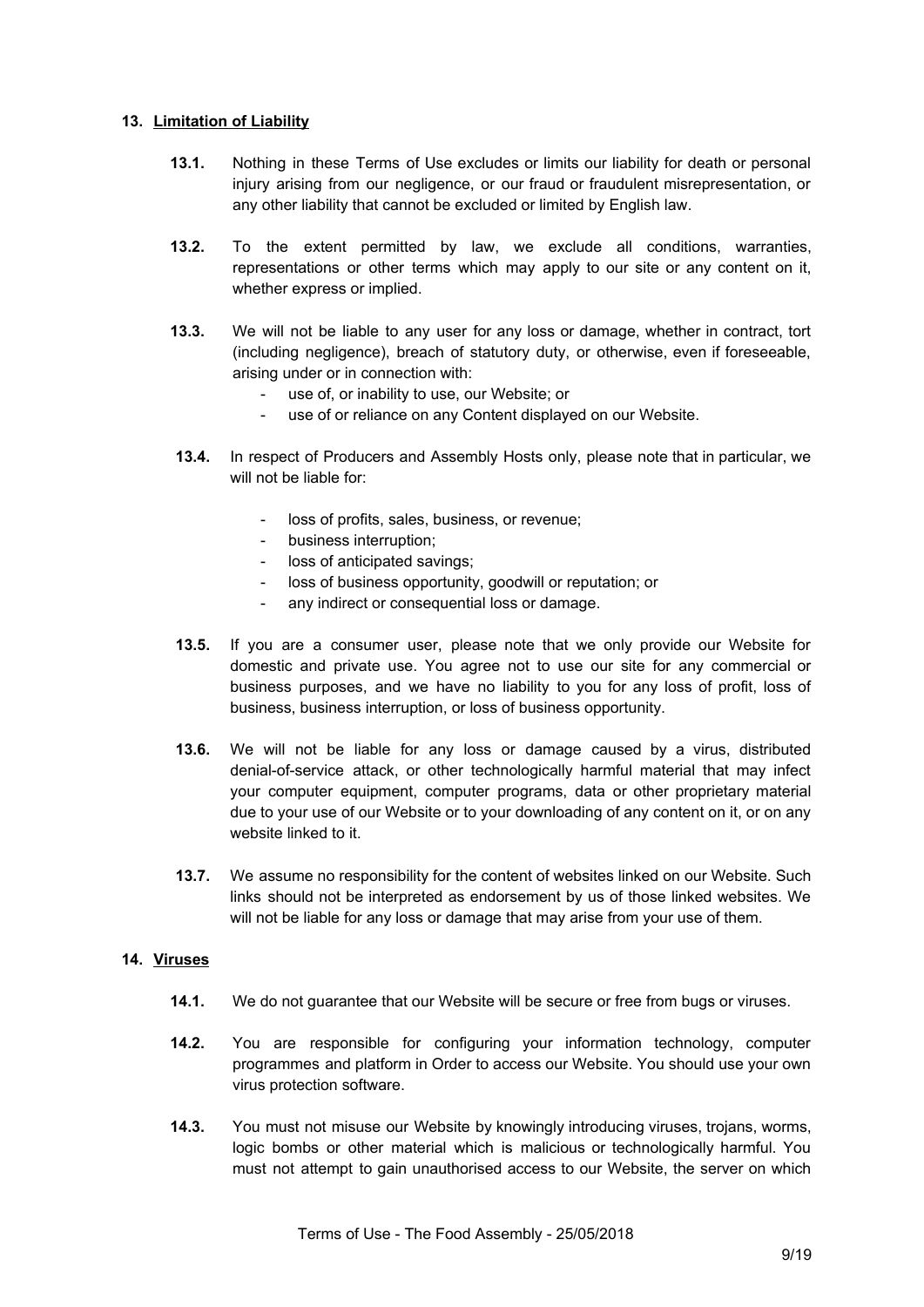## 13. Limitation of Liability

**13.1.** Nothing in these Terms of Use excludes or limits our liability for death or personal injury arising from our negligence, or our fraud or fraudulent misrepresentation, or any other liability that cannot be excluded or limited by English law.

**13.2.** To the extent permitted by law, we exclude all conditions, warranties, representations or other terms which may apply to our site or any content on it, whether express or implied.

**13.3.** We will not be liable to any user for any loss or damage, whether in contract, tort (including negligence), breach of statutory duty, or otherwise, even if foreseeable, arising under or in connection with:

- use of, or inability to use, our Website; or
- use of or reliance on any Content displayed on our Website.

**13.4.** In respect of Producers and Assembly Hosts only, please note that in particular, we will not be liable for:

- loss of profits, sales, business, or revenue;
- business interruption;
- loss of anticipated savings;
- loss of business opportunity, goodwill or reputation; or
- any indirect or consequential loss or damage.

**13.5.** If you are a consumer user, please note that we only provide our Website for domestic and private use. You agree not to use our site for any commercial or business purposes, and we have no liability to you for any loss of profit, loss of business, business interruption, or loss of business opportunity.

**13.6.** We will not be liable for any loss or damage caused by a virus, distributed denial-of-service attack, or other technologically harmful material that may infect your computer equipment, computer programs, data or other proprietary material due to your use of our Website or to your downloading of any content on it, or on any website linked to it.

**13.7.** We assume no responsibility for the content of websites linked on our Website. Such links should not be interpreted as endorsement by us of those linked websites. We will not be liable for any loss or damage that may arise from your use of them.

## 14. Viruses

**14.1.** We do not guarantee that our Website will be secure or free from bugs or viruses.

**14.2.** You are responsible for configuring your information technology, computer programmes and platform in Order to access our Website. You should use your own virus protection software.

**14.3.** You must not misuse our Website by knowingly introducing viruses, trojans, worms, logic bombs or other material which is malicious or technologically harmful. You must not attempt to gain unauthorised access to our Website, the server on which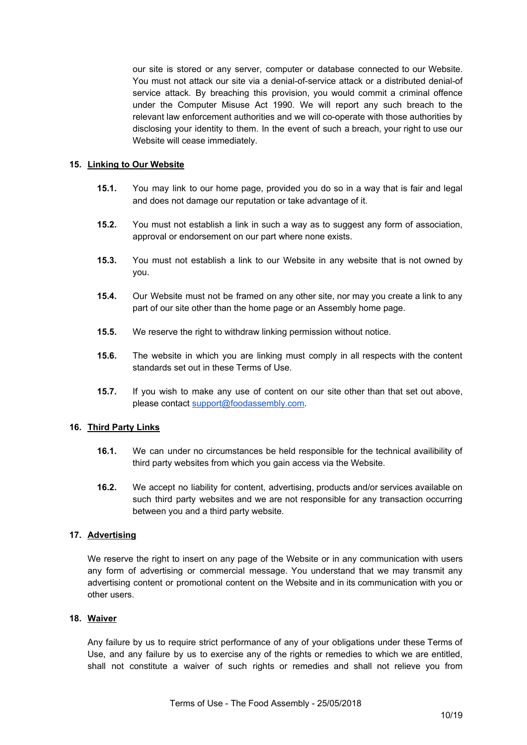our site is stored or any server, computer or database connected to our Website. You must not attack our site via a denial-of-service attack or a distributed denial-of service attack. By breaching this provision, you would commit a criminal offence under the Computer Misuse Act 1990. We will report any such breach to the relevant law enforcement authorities and we will co-operate with those authorities by disclosing your identity to them. In the event of such a breach, your right to use our Website will cease immediately.

## 15. Linking to Our Website

**15.1.** You may link to our home page, provided you do so in a way that is fair and legal and does not damage our reputation or take advantage of it.

**15.2.** You must not establish a link in such a way as to suggest any form of association, approval or endorsement on our part where none exists.

**15.3.** You must not establish a link to our Website in any website that is not owned by you.

**15.4.** Our Website must not be framed on any other site, nor may you create a link to any part of our site other than the home page or an Assembly home page.

**15.5.** We reserve the right to withdraw linking permission without notice.

**15.6.** The website in which you are linking must comply in all respects with the content standards set out in these Terms of Use.

**15.7.** If you wish to make any use of content on our site other than that set out above, please contact support@foodassembly.com.

## 16. Third Party Links

**16.1.** We can under no circumstances be held responsible for the technical availibility of third party websites from which you gain access via the Website.

**16.2.** We accept no liability for content, advertising, products and/or services available on such third party websites and we are not responsible for any transaction occurring between you and a third party website.

## 17. Advertising

We reserve the right to insert on any page of the Website or in any communication with users any form of advertising or commercial message. You understand that we may transmit any advertising content or promotional content on the Website and in its communication with you or other users.

## 18. Waiver

Any failure by us to require strict performance of any of your obligations under these Terms of Use, and any failure by us to exercise any of the rights or remedies to which we are entitled, shall not constitute a waiver of such rights or remedies and shall not relieve you from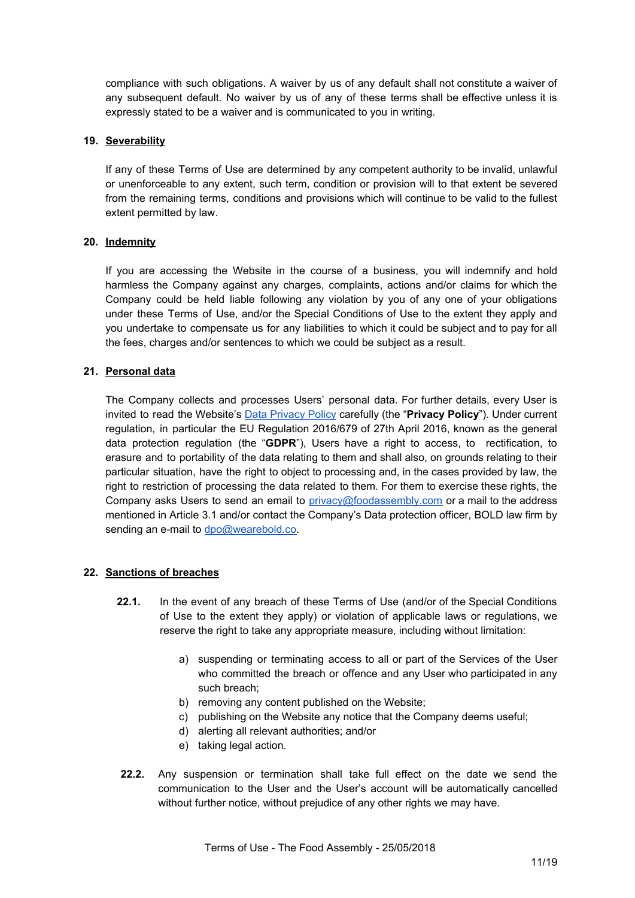compliance with such obligations. A waiver by us of any default shall not constitute a waiver of any subsequent default. No waiver by us of any of these terms shall be effective unless it is expressly stated to be a waiver and is communicated to you in writing.

## 19. Severability

If any of these Terms of Use are determined by any competent authority to be invalid, unlawful or unenforceable to any extent, such term, condition or provision will to that extent be severed from the remaining terms, conditions and provisions which will continue to be valid to the fullest extent permitted by law.

## 20. Indemnity

If you are accessing the Website in the course of a business, you will indemnify and hold harmless the Company against any charges, complaints, actions and/or claims for which the Company could be held liable following any violation by you of any one of your obligations under these Terms of Use, and/or the Special Conditions of Use to the extent they apply and you undertake to compensate us for any liabilities to which it could be subject and to pay for all the fees, charges and/or sentences to which we could be subject as a result.

## 21. Personal data

The Company collects and processes Users' personal data. For further details, every User is invited to read the Website's Data Privacy Policy carefully (the "**Privacy Policy**"). Under current regulation, in particular the EU Regulation 2016/679 of 27th April 2016, known as the general data protection regulation (the "**GDPR**"), Users have a right to access, to rectification, to erasure and to portability of the data relating to them and shall also, on grounds relating to their particular situation, have the right to object to processing and, in the cases provided by law, the right to restriction of processing the data related to them. For them to exercise these rights, the Company asks Users to send an email to privacy@foodassembly.com or a mail to the address mentioned in Article 3.1 and/or contact the Company's Data protection officer, BOLD law firm by sending an e-mail to dpo@wearebold.co.

## 22. Sanctions of breaches

**22.1.** In the event of any breach of these Terms of Use (and/or of the Special Conditions of Use to the extent they apply) or violation of applicable laws or regulations, we reserve the right to take any appropriate measure, including without limitation:

a) suspending or terminating access to all or part of the Services of the User who committed the breach or offence and any User who participated in any such breach;
b) removing any content published on the Website;
c) publishing on the Website any notice that the Company deems useful;
d) alerting all relevant authorities; and/or
e) taking legal action.

**22.2.** Any suspension or termination shall take full effect on the date we send the communication to the User and the User's account will be automatically cancelled without further notice, without prejudice of any other rights we may have.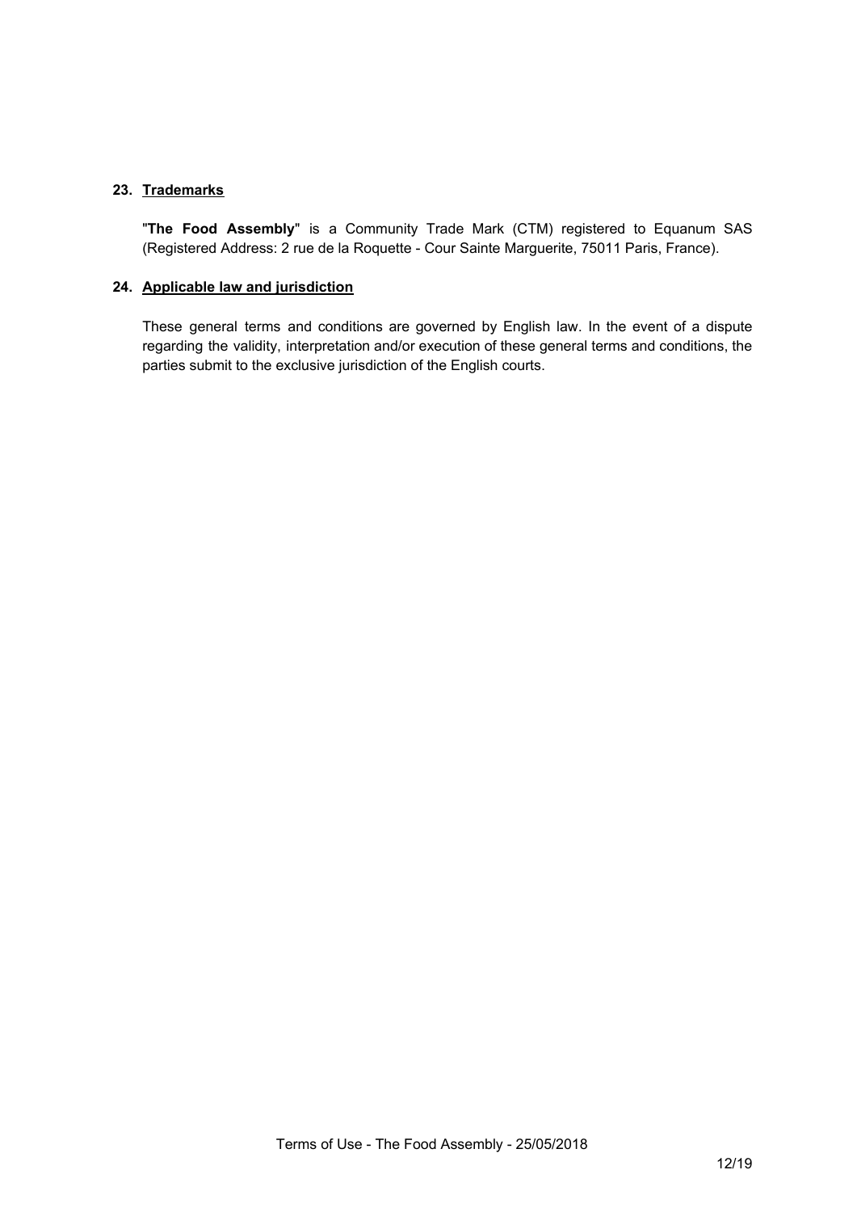## 23. Trademarks

"**The Food Assembly**" is a Community Trade Mark (CTM) registered to Equanum SAS (Registered Address: 2 rue de la Roquette - Cour Sainte Marguerite, 75011 Paris, France).

## 24. Applicable law and jurisdiction

These general terms and conditions are governed by English law. In the event of a dispute regarding the validity, interpretation and/or execution of these general terms and conditions, the parties submit to the exclusive jurisdiction of the English courts.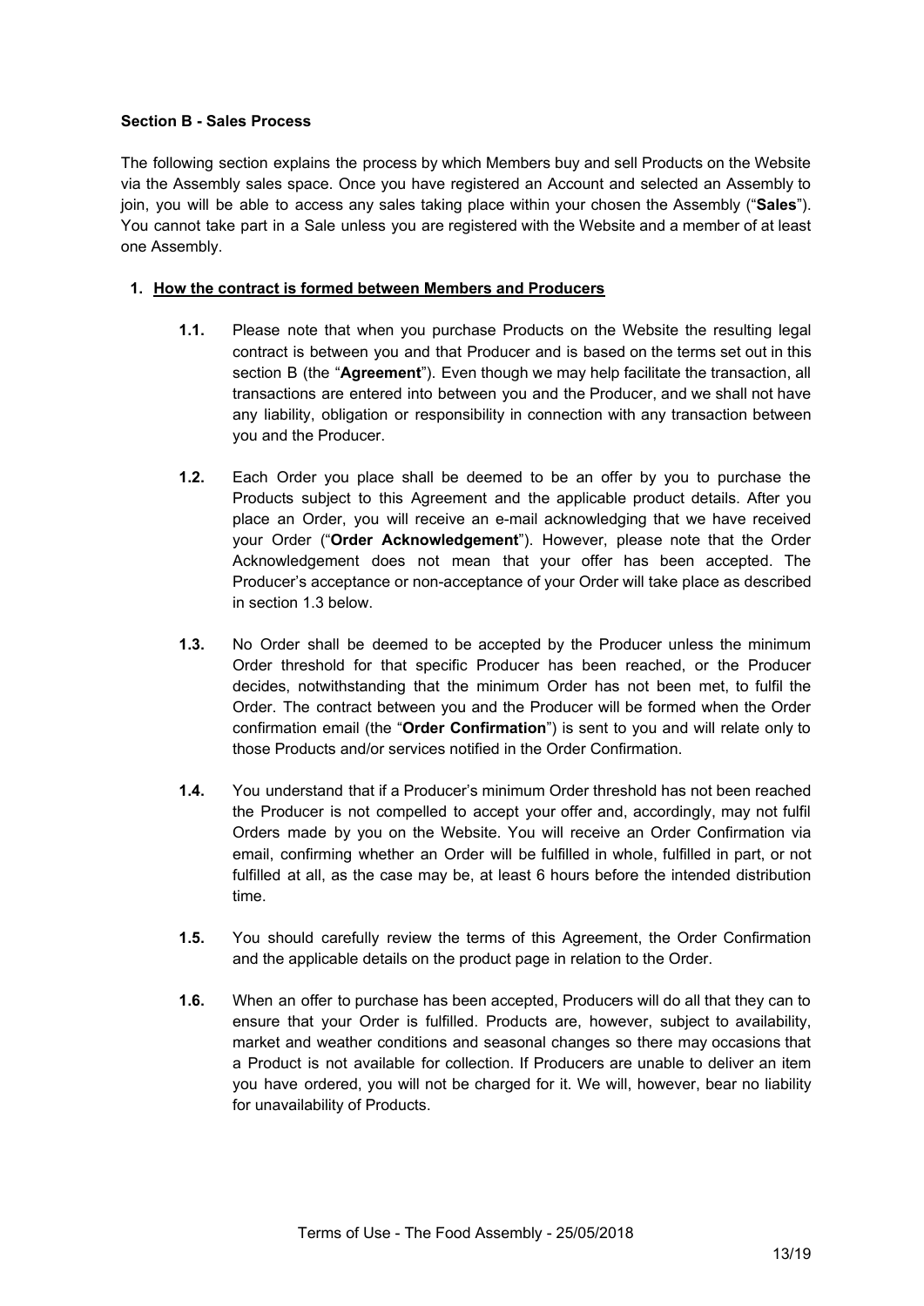**Section B - Sales Process**

The following section explains the process by which Members buy and sell Products on the Website via the Assembly sales space. Once you have registered an Account and selected an Assembly to join, you will be able to access any sales taking place within your chosen the Assembly ("**Sales**"). You cannot take part in a Sale unless you are registered with the Website and a member of at least one Assembly.

1. **How the contract is formed between Members and Producers**

**1.1.** Please note that when you purchase Products on the Website the resulting legal contract is between you and that Producer and is based on the terms set out in this section B (the "**Agreement**"). Even though we may help facilitate the transaction, all transactions are entered into between you and the Producer, and we shall not have any liability, obligation or responsibility in connection with any transaction between you and the Producer.

**1.2.** Each Order you place shall be deemed to be an offer by you to purchase the Products subject to this Agreement and the applicable product details. After you place an Order, you will receive an e-mail acknowledging that we have received your Order ("**Order Acknowledgement**"). However, please note that the Order Acknowledgement does not mean that your offer has been accepted. The Producer's acceptance or non-acceptance of your Order will take place as described in section 1.3 below.

**1.3.** No Order shall be deemed to be accepted by the Producer unless the minimum Order threshold for that specific Producer has been reached, or the Producer decides, notwithstanding that the minimum Order has not been met, to fulfil the Order. The contract between you and the Producer will be formed when the Order confirmation email (the "**Order Confirmation**") is sent to you and will relate only to those Products and/or services notified in the Order Confirmation.

**1.4.** You understand that if a Producer's minimum Order threshold has not been reached the Producer is not compelled to accept your offer and, accordingly, may not fulfil Orders made by you on the Website. You will receive an Order Confirmation via email, confirming whether an Order will be fulfilled in whole, fulfilled in part, or not fulfilled at all, as the case may be, at least 6 hours before the intended distribution time.

**1.5.** You should carefully review the terms of this Agreement, the Order Confirmation and the applicable details on the product page in relation to the Order.

**1.6.** When an offer to purchase has been accepted, Producers will do all that they can to ensure that your Order is fulfilled. Products are, however, subject to availability, market and weather conditions and seasonal changes so there may occasions that a Product is not available for collection. If Producers are unable to deliver an item you have ordered, you will not be charged for it. We will, however, bear no liability for unavailability of Products.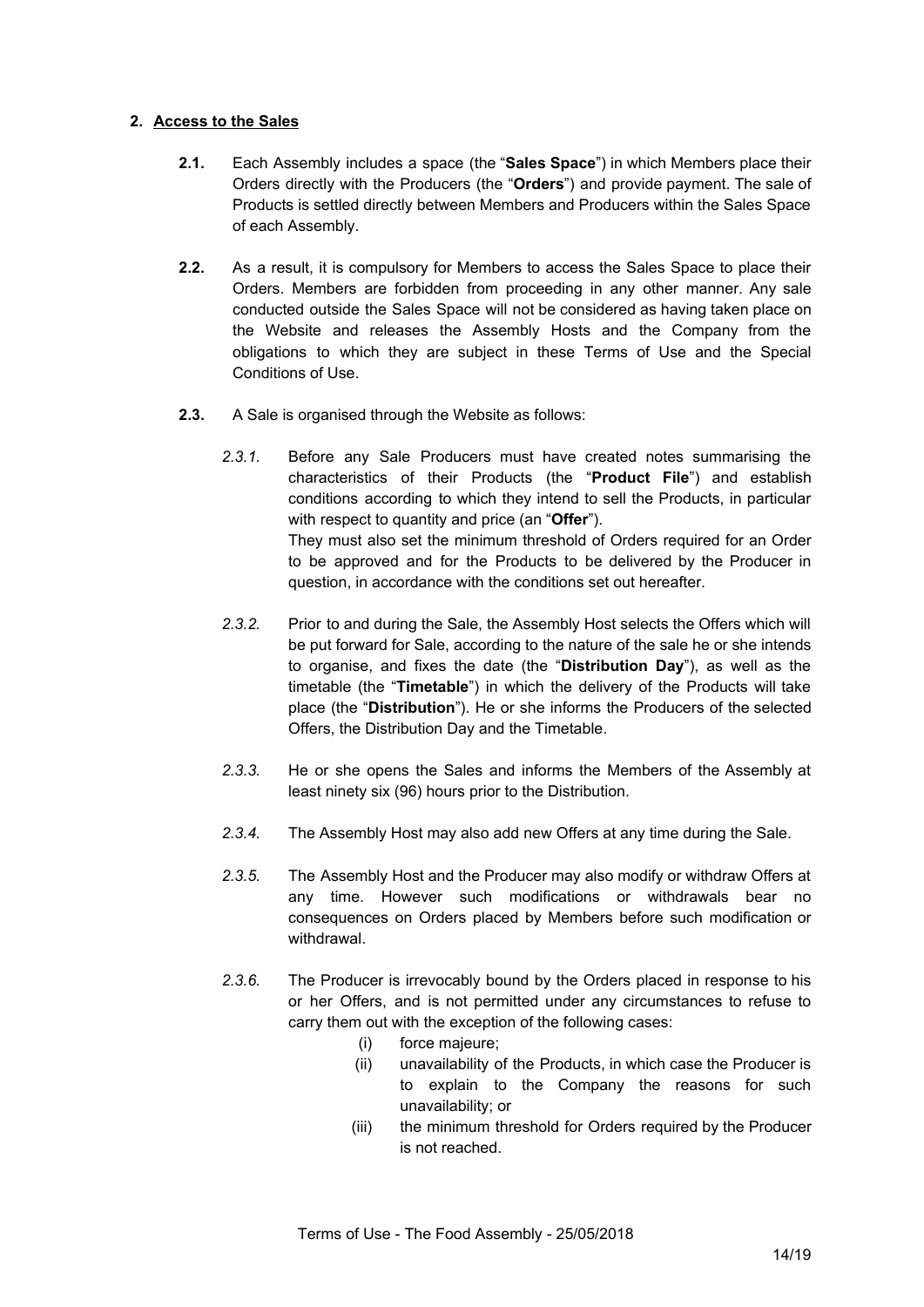## 2. Access to the Sales

**2.1.** Each Assembly includes a space (the "**Sales Space**") in which Members place their Orders directly with the Producers (the "**Orders**") and provide payment. The sale of Products is settled directly between Members and Producers within the Sales Space of each Assembly.

**2.2.** As a result, it is compulsory for Members to access the Sales Space to place their Orders. Members are forbidden from proceeding in any other manner. Any sale conducted outside the Sales Space will not be considered as having taken place on the Website and releases the Assembly Hosts and the Company from the obligations to which they are subject in these Terms of Use and the Special Conditions of Use.

**2.3.** A Sale is organised through the Website as follows:

*2.3.1.* Before any Sale Producers must have created notes summarising the characteristics of their Products (the "**Product File**") and establish conditions according to which they intend to sell the Products, in particular with respect to quantity and price (an "**Offer**").
They must also set the minimum threshold of Orders required for an Order to be approved and for the Products to be delivered by the Producer in question, in accordance with the conditions set out hereafter.

*2.3.2.* Prior to and during the Sale, the Assembly Host selects the Offers which will be put forward for Sale, according to the nature of the sale he or she intends to organise, and fixes the date (the "**Distribution Day**"), as well as the timetable (the "**Timetable**") in which the delivery of the Products will take place (the "**Distribution**"). He or she informs the Producers of the selected Offers, the Distribution Day and the Timetable.

*2.3.3.* He or she opens the Sales and informs the Members of the Assembly at least ninety six (96) hours prior to the Distribution.

*2.3.4.* The Assembly Host may also add new Offers at any time during the Sale.

*2.3.5.* The Assembly Host and the Producer may also modify or withdraw Offers at any time. However such modifications or withdrawals bear no consequences on Orders placed by Members before such modification or withdrawal.

*2.3.6.* The Producer is irrevocably bound by the Orders placed in response to his or her Offers, and is not permitted under any circumstances to refuse to carry them out with the exception of the following cases:

(i) force majeure;

(ii) unavailability of the Products, in which case the Producer is to explain to the Company the reasons for such unavailability; or

(iii) the minimum threshold for Orders required by the Producer is not reached.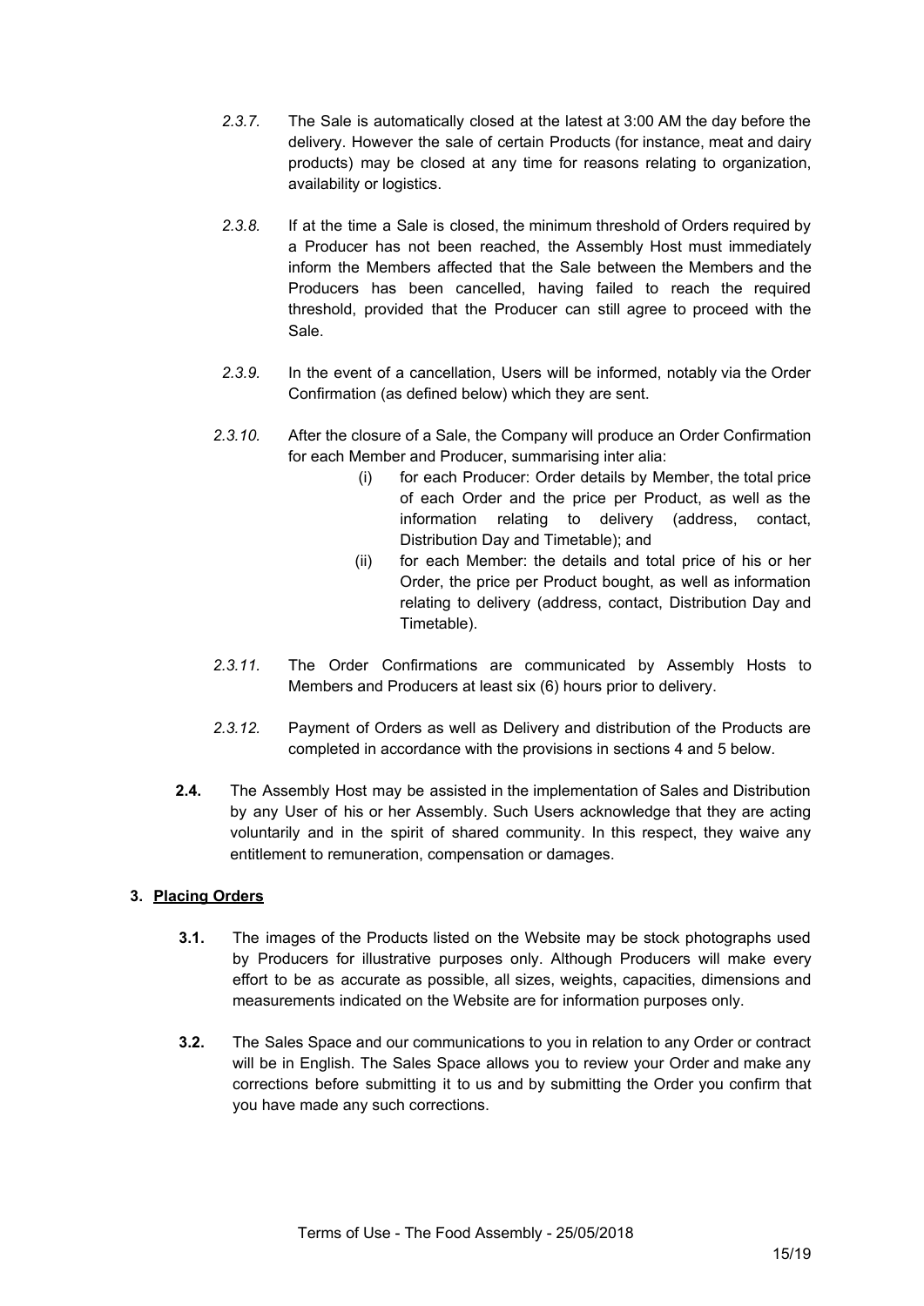*2.3.7.* The Sale is automatically closed at the latest at 3:00 AM the day before the delivery. However the sale of certain Products (for instance, meat and dairy products) may be closed at any time for reasons relating to organization, availability or logistics.

*2.3.8.* If at the time a Sale is closed, the minimum threshold of Orders required by a Producer has not been reached, the Assembly Host must immediately inform the Members affected that the Sale between the Members and the Producers has been cancelled, having failed to reach the required threshold, provided that the Producer can still agree to proceed with the Sale.

*2.3.9.* In the event of a cancellation, Users will be informed, notably via the Order Confirmation (as defined below) which they are sent.

*2.3.10.* After the closure of a Sale, the Company will produce an Order Confirmation for each Member and Producer, summarising inter alia:

(i) for each Producer: Order details by Member, the total price of each Order and the price per Product, as well as the information relating to delivery (address, contact, Distribution Day and Timetable); and

(ii) for each Member: the details and total price of his or her Order, the price per Product bought, as well as information relating to delivery (address, contact, Distribution Day and Timetable).

*2.3.11.* The Order Confirmations are communicated by Assembly Hosts to Members and Producers at least six (6) hours prior to delivery.

*2.3.12.* Payment of Orders as well as Delivery and distribution of the Products are completed in accordance with the provisions in sections 4 and 5 below.

**2.4.** The Assembly Host may be assisted in the implementation of Sales and Distribution by any User of his or her Assembly. Such Users acknowledge that they are acting voluntarily and in the spirit of shared community. In this respect, they waive any entitlement to remuneration, compensation or damages.

## 3. Placing Orders

**3.1.** The images of the Products listed on the Website may be stock photographs used by Producers for illustrative purposes only. Although Producers will make every effort to be as accurate as possible, all sizes, weights, capacities, dimensions and measurements indicated on the Website are for information purposes only.

**3.2.** The Sales Space and our communications to you in relation to any Order or contract will be in English. The Sales Space allows you to review your Order and make any corrections before submitting it to us and by submitting the Order you confirm that you have made any such corrections.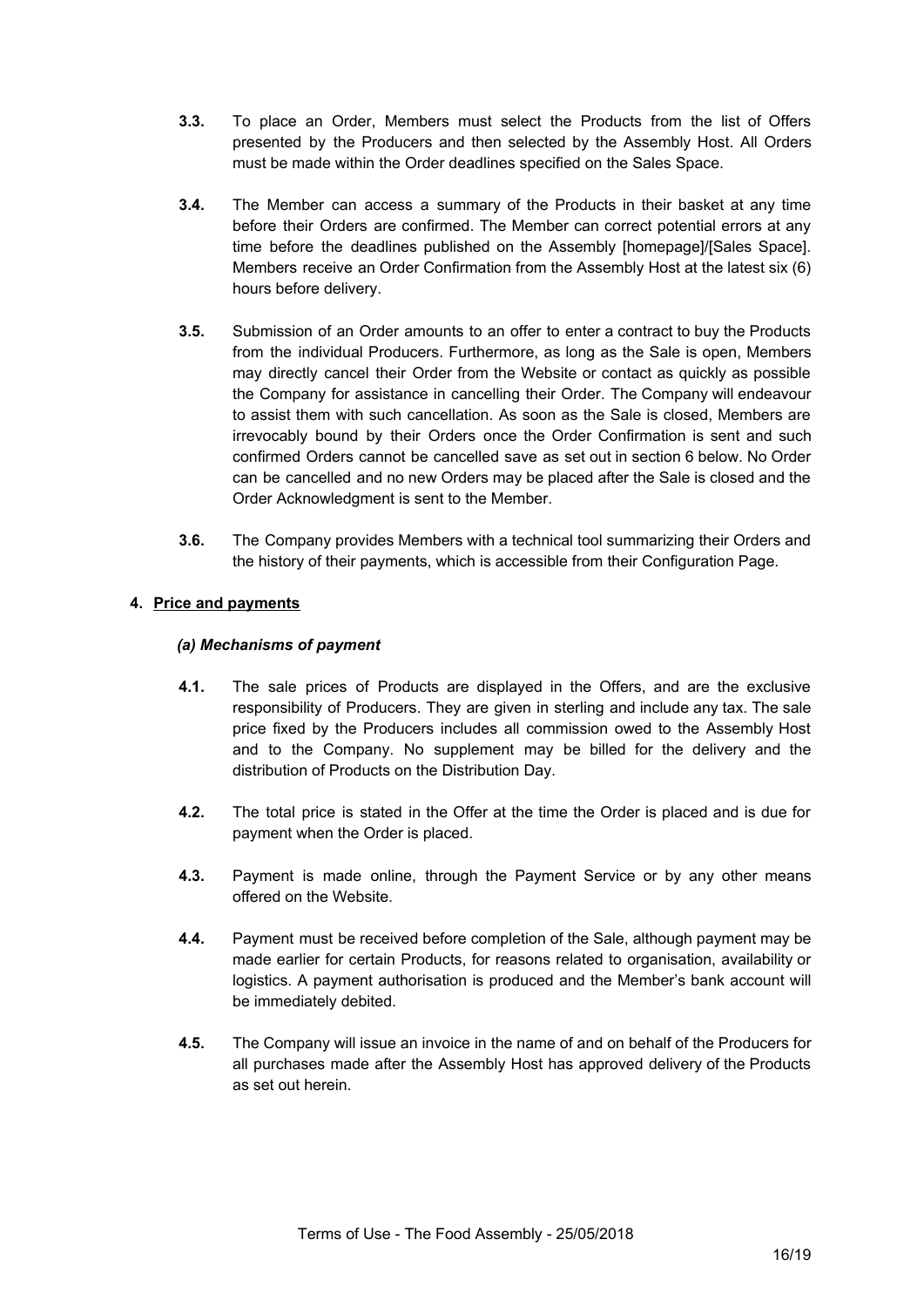**3.3.** To place an Order, Members must select the Products from the list of Offers presented by the Producers and then selected by the Assembly Host. All Orders must be made within the Order deadlines specified on the Sales Space.

**3.4.** The Member can access a summary of the Products in their basket at any time before their Orders are confirmed. The Member can correct potential errors at any time before the deadlines published on the Assembly [homepage]/[Sales Space]. Members receive an Order Confirmation from the Assembly Host at the latest six (6) hours before delivery.

**3.5.** Submission of an Order amounts to an offer to enter a contract to buy the Products from the individual Producers. Furthermore, as long as the Sale is open, Members may directly cancel their Order from the Website or contact as quickly as possible the Company for assistance in cancelling their Order. The Company will endeavour to assist them with such cancellation. As soon as the Sale is closed, Members are irrevocably bound by their Orders once the Order Confirmation is sent and such confirmed Orders cannot be cancelled save as set out in section 6 below. No Order can be cancelled and no new Orders may be placed after the Sale is closed and the Order Acknowledgment is sent to the Member.

**3.6.** The Company provides Members with a technical tool summarizing their Orders and the history of their payments, which is accessible from their Configuration Page.

## 4. Price and payments

### *(a) Mechanisms of payment*

**4.1.** The sale prices of Products are displayed in the Offers, and are the exclusive responsibility of Producers. They are given in sterling and include any tax. The sale price fixed by the Producers includes all commission owed to the Assembly Host and to the Company. No supplement may be billed for the delivery and the distribution of Products on the Distribution Day.

**4.2.** The total price is stated in the Offer at the time the Order is placed and is due for payment when the Order is placed.

**4.3.** Payment is made online, through the Payment Service or by any other means offered on the Website.

**4.4.** Payment must be received before completion of the Sale, although payment may be made earlier for certain Products, for reasons related to organisation, availability or logistics. A payment authorisation is produced and the Member's bank account will be immediately debited.

**4.5.** The Company will issue an invoice in the name of and on behalf of the Producers for all purchases made after the Assembly Host has approved delivery of the Products as set out herein.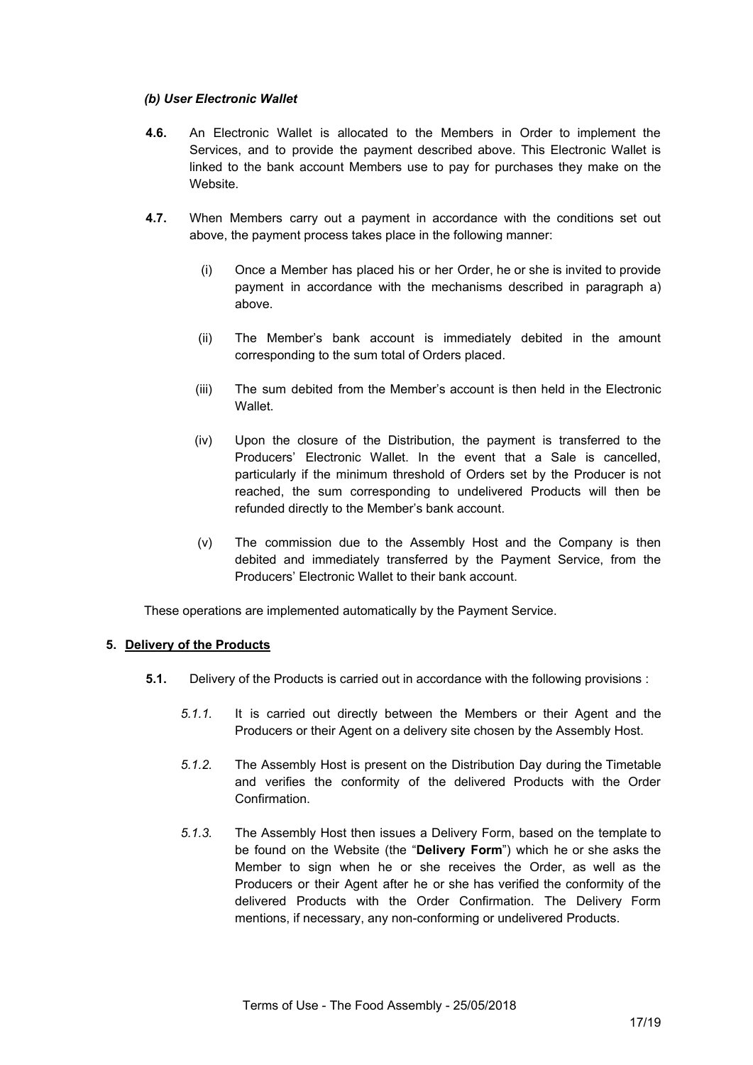#### *(b) User Electronic Wallet*

**4.6.** An Electronic Wallet is allocated to the Members in Order to implement the Services, and to provide the payment described above. This Electronic Wallet is linked to the bank account Members use to pay for purchases they make on the Website.

**4.7.** When Members carry out a payment in accordance with the conditions set out above, the payment process takes place in the following manner:

(i) Once a Member has placed his or her Order, he or she is invited to provide payment in accordance with the mechanisms described in paragraph a) above.

(ii) The Member's bank account is immediately debited in the amount corresponding to the sum total of Orders placed.

(iii) The sum debited from the Member's account is then held in the Electronic Wallet.

(iv) Upon the closure of the Distribution, the payment is transferred to the Producers' Electronic Wallet. In the event that a Sale is cancelled, particularly if the minimum threshold of Orders set by the Producer is not reached, the sum corresponding to undelivered Products will then be refunded directly to the Member's bank account.

(v) The commission due to the Assembly Host and the Company is then debited and immediately transferred by the Payment Service, from the Producers' Electronic Wallet to their bank account.

These operations are implemented automatically by the Payment Service.

## 5. <u>Delivery of the Products</u>

**5.1.** Delivery of the Products is carried out in accordance with the following provisions :

*5.1.1.* It is carried out directly between the Members or their Agent and the Producers or their Agent on a delivery site chosen by the Assembly Host.

*5.1.2.* The Assembly Host is present on the Distribution Day during the Timetable and verifies the conformity of the delivered Products with the Order Confirmation.

*5.1.3.* The Assembly Host then issues a Delivery Form, based on the template to be found on the Website (the "**Delivery Form**") which he or she asks the Member to sign when he or she receives the Order, as well as the Producers or their Agent after he or she has verified the conformity of the delivered Products with the Order Confirmation. The Delivery Form mentions, if necessary, any non-conforming or undelivered Products.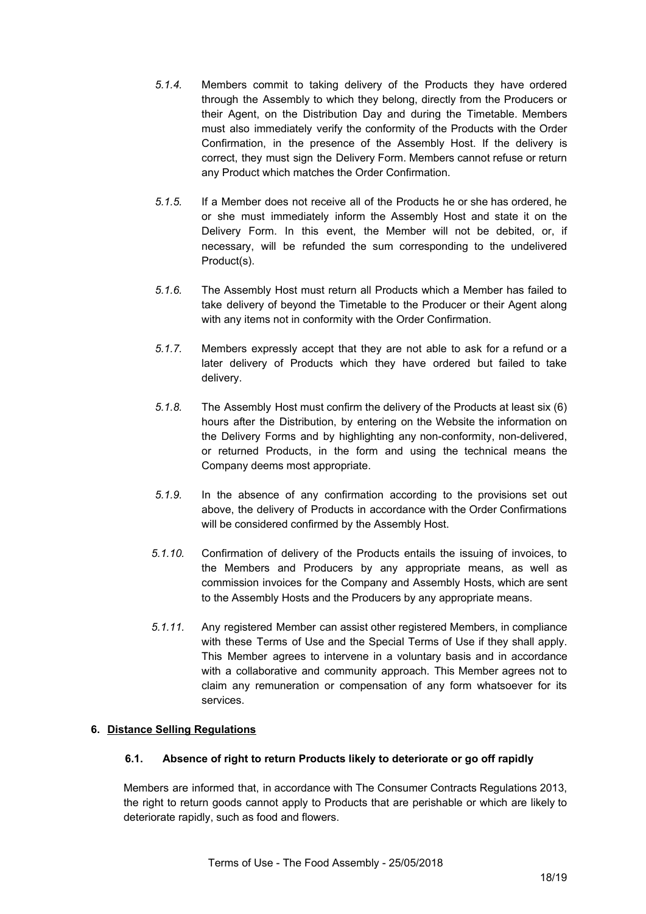*5.1.4.* Members commit to taking delivery of the Products they have ordered through the Assembly to which they belong, directly from the Producers or their Agent, on the Distribution Day and during the Timetable. Members must also immediately verify the conformity of the Products with the Order Confirmation, in the presence of the Assembly Host. If the delivery is correct, they must sign the Delivery Form. Members cannot refuse or return any Product which matches the Order Confirmation.

*5.1.5.* If a Member does not receive all of the Products he or she has ordered, he or she must immediately inform the Assembly Host and state it on the Delivery Form. In this event, the Member will not be debited, or, if necessary, will be refunded the sum corresponding to the undelivered Product(s).

*5.1.6.* The Assembly Host must return all Products which a Member has failed to take delivery of beyond the Timetable to the Producer or their Agent along with any items not in conformity with the Order Confirmation.

*5.1.7.* Members expressly accept that they are not able to ask for a refund or a later delivery of Products which they have ordered but failed to take delivery.

*5.1.8.* The Assembly Host must confirm the delivery of the Products at least six (6) hours after the Distribution, by entering on the Website the information on the Delivery Forms and by highlighting any non-conformity, non-delivered, or returned Products, in the form and using the technical means the Company deems most appropriate.

*5.1.9.* In the absence of any confirmation according to the provisions set out above, the delivery of Products in accordance with the Order Confirmations will be considered confirmed by the Assembly Host.

*5.1.10.* Confirmation of delivery of the Products entails the issuing of invoices, to the Members and Producers by any appropriate means, as well as commission invoices for the Company and Assembly Hosts, which are sent to the Assembly Hosts and the Producers by any appropriate means.

*5.1.11.* Any registered Member can assist other registered Members, in compliance with these Terms of Use and the Special Terms of Use if they shall apply. This Member agrees to intervene in a voluntary basis and in accordance with a collaborative and community approach. This Member agrees not to claim any remuneration or compensation of any form whatsoever for its services.

## 6. <u>Distance Selling Regulations</u>

### 6.1. Absence of right to return Products likely to deteriorate or go off rapidly

Members are informed that, in accordance with The Consumer Contracts Regulations 2013, the right to return goods cannot apply to Products that are perishable or which are likely to deteriorate rapidly, such as food and flowers.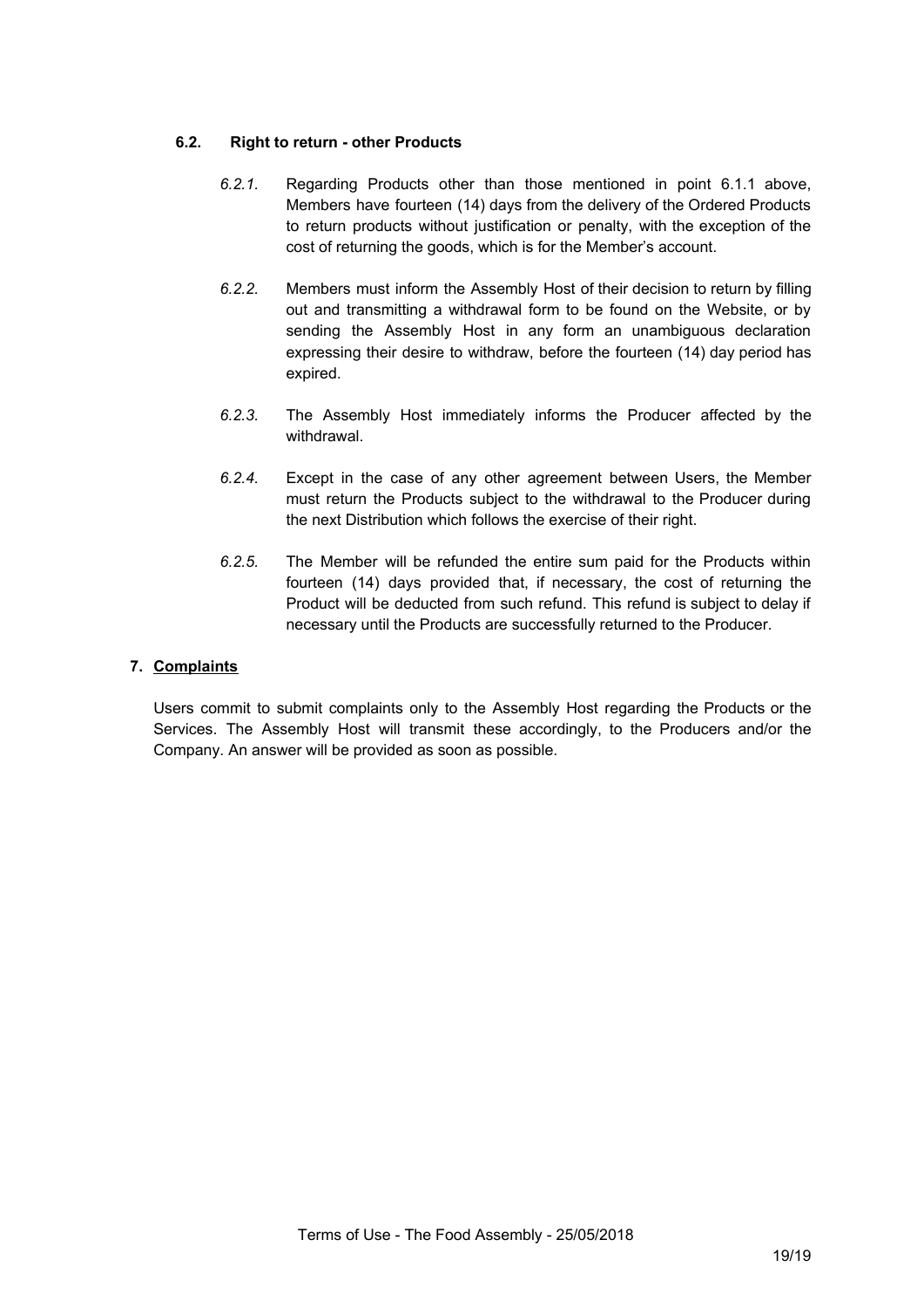### 6.2. Right to return - other Products

*6.2.1.* Regarding Products other than those mentioned in point 6.1.1 above, Members have fourteen (14) days from the delivery of the Ordered Products to return products without justification or penalty, with the exception of the cost of returning the goods, which is for the Member's account.

*6.2.2.* Members must inform the Assembly Host of their decision to return by filling out and transmitting a withdrawal form to be found on the Website, or by sending the Assembly Host in any form an unambiguous declaration expressing their desire to withdraw, before the fourteen (14) day period has expired.

*6.2.3.* The Assembly Host immediately informs the Producer affected by the withdrawal.

*6.2.4.* Except in the case of any other agreement between Users, the Member must return the Products subject to the withdrawal to the Producer during the next Distribution which follows the exercise of their right.

*6.2.5.* The Member will be refunded the entire sum paid for the Products within fourteen (14) days provided that, if necessary, the cost of returning the Product will be deducted from such refund. This refund is subject to delay if necessary until the Products are successfully returned to the Producer.

## 7. Complaints

Users commit to submit complaints only to the Assembly Host regarding the Products or the Services. The Assembly Host will transmit these accordingly, to the Producers and/or the Company. An answer will be provided as soon as possible.